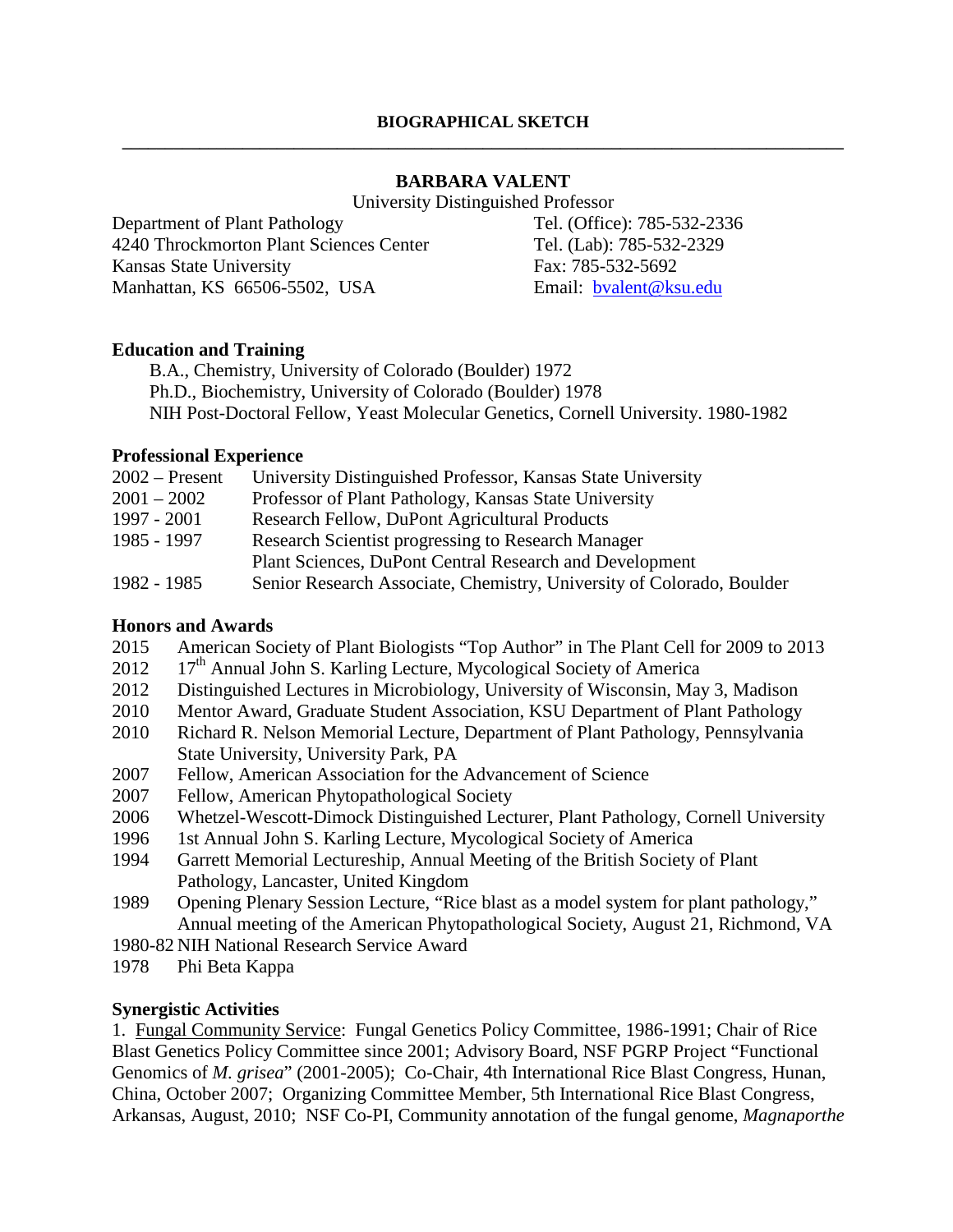**BIOGRAPHICAL SKETCH**

---

# BARBARA VALENT

University Distinguished Professor

Department of Plant Pathology
4240 Throckmorton Plant Sciences Center
Kansas State University
Manhattan, KS 66506-5502, USA

Tel. (Office): 785-532-2336
Tel. (Lab): 785-532-2329
Fax: 785-532-5692
Email: bvalent@ksu.edu

## Education and Training

B.A., Chemistry, University of Colorado (Boulder) 1972
Ph.D., Biochemistry, University of Colorado (Boulder) 1978
NIH Post-Doctoral Fellow, Yeast Molecular Genetics, Cornell University. 1980-1982

## Professional Experience

| | |
|---|---|
| 2002 – Present | University Distinguished Professor, Kansas State University |
| 2001 – 2002 | Professor of Plant Pathology, Kansas State University |
| 1997 - 2001 | Research Fellow, DuPont Agricultural Products |
| 1985 - 1997 | Research Scientist progressing to Research Manager<br>Plant Sciences, DuPont Central Research and Development |
| 1982 - 1985 | Senior Research Associate, Chemistry, University of Colorado, Boulder |

## Honors and Awards

| | |
|---|---|
| 2015 | American Society of Plant Biologists "Top Author" in The Plant Cell for 2009 to 2013 |
| 2012 | 17th Annual John S. Karling Lecture, Mycological Society of America |
| 2012 | Distinguished Lectures in Microbiology, University of Wisconsin, May 3, Madison |
| 2010 | Mentor Award, Graduate Student Association, KSU Department of Plant Pathology |
| 2010 | Richard R. Nelson Memorial Lecture, Department of Plant Pathology, Pennsylvania State University, University Park, PA |
| 2007 | Fellow, American Association for the Advancement of Science |
| 2007 | Fellow, American Phytopathological Society |
| 2006 | Whetzel-Wescott-Dimock Distinguished Lecturer, Plant Pathology, Cornell University |
| 1996 | 1st Annual John S. Karling Lecture, Mycological Society of America |
| 1994 | Garrett Memorial Lectureship, Annual Meeting of the British Society of Plant Pathology, Lancaster, United Kingdom |
| 1989 | Opening Plenary Session Lecture, "Rice blast as a model system for plant pathology," Annual meeting of the American Phytopathological Society, August 21, Richmond, VA |
| 1980-82 | NIH National Research Service Award |
| 1978 | Phi Beta Kappa |

## Synergistic Activities

1. Fungal Community Service: Fungal Genetics Policy Committee, 1986-1991; Chair of Rice Blast Genetics Policy Committee since 2001; Advisory Board, NSF PGRP Project "Functional Genomics of *M. grisea*" (2001-2005); Co-Chair, 4th International Rice Blast Congress, Hunan, China, October 2007; Organizing Committee Member, 5th International Rice Blast Congress, Arkansas, August, 2010; NSF Co-PI, Community annotation of the fungal genome, *Magnaporthe*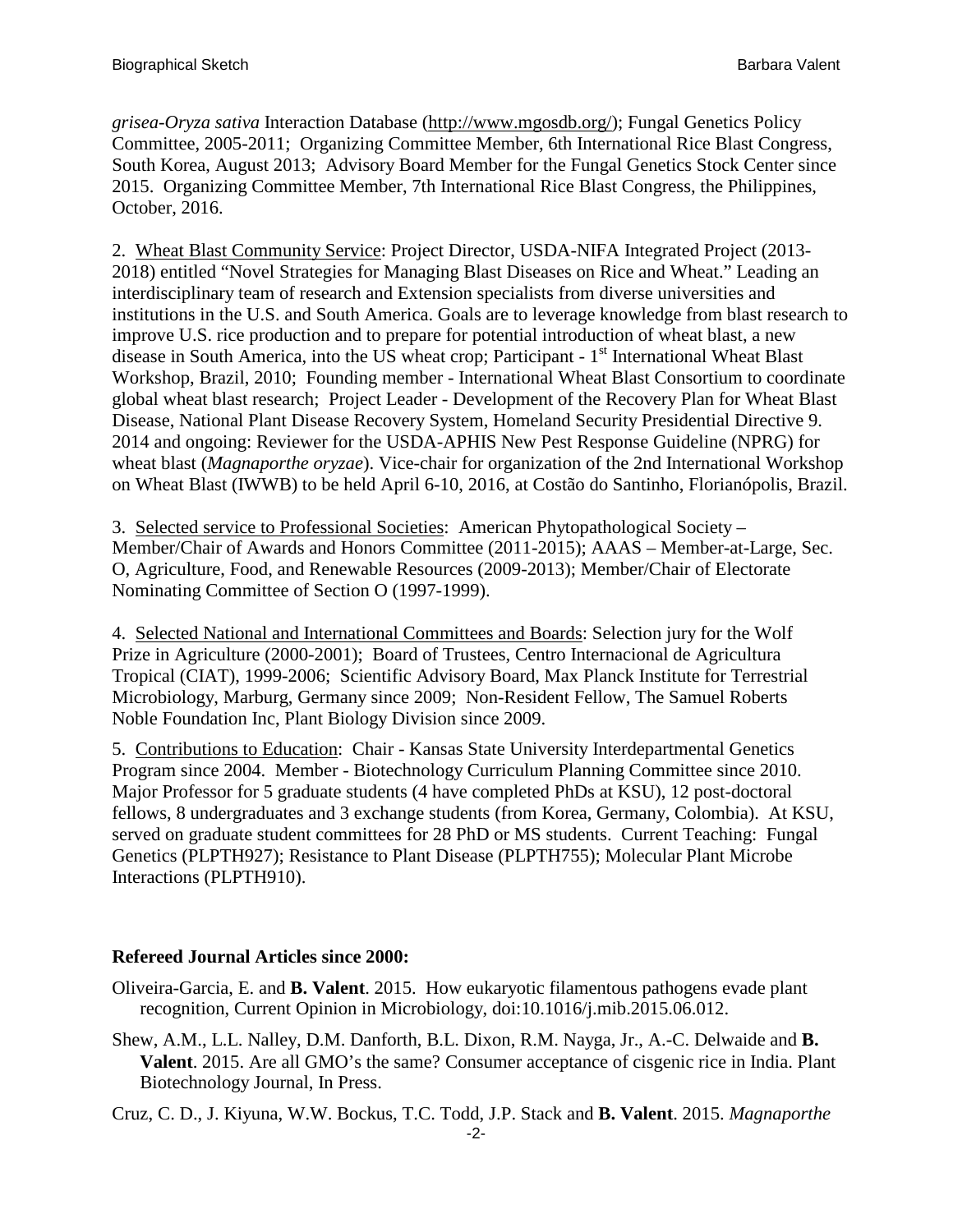*grisea-Oryza sativa* Interaction Database (http://www.mgosdb.org/); Fungal Genetics Policy Committee, 2005-2011; Organizing Committee Member, 6th International Rice Blast Congress, South Korea, August 2013; Advisory Board Member for the Fungal Genetics Stock Center since 2015. Organizing Committee Member, 7th International Rice Blast Congress, the Philippines, October, 2016.

2. Wheat Blast Community Service: Project Director, USDA-NIFA Integrated Project (2013-2018) entitled "Novel Strategies for Managing Blast Diseases on Rice and Wheat." Leading an interdisciplinary team of research and Extension specialists from diverse universities and institutions in the U.S. and South America. Goals are to leverage knowledge from blast research to improve U.S. rice production and to prepare for potential introduction of wheat blast, a new disease in South America, into the US wheat crop; Participant - 1st International Wheat Blast Workshop, Brazil, 2010; Founding member - International Wheat Blast Consortium to coordinate global wheat blast research; Project Leader - Development of the Recovery Plan for Wheat Blast Disease, National Plant Disease Recovery System, Homeland Security Presidential Directive 9. 2014 and ongoing: Reviewer for the USDA-APHIS New Pest Response Guideline (NPRG) for wheat blast (*Magnaporthe oryzae*). Vice-chair for organization of the 2nd International Workshop on Wheat Blast (IWWB) to be held April 6-10, 2016, at Costão do Santinho, Florianópolis, Brazil.

3. Selected service to Professional Societies: American Phytopathological Society – Member/Chair of Awards and Honors Committee (2011-2015); AAAS – Member-at-Large, Sec. O, Agriculture, Food, and Renewable Resources (2009-2013); Member/Chair of Electorate Nominating Committee of Section O (1997-1999).

4. Selected National and International Committees and Boards: Selection jury for the Wolf Prize in Agriculture (2000-2001); Board of Trustees, Centro Internacional de Agricultura Tropical (CIAT), 1999-2006; Scientific Advisory Board, Max Planck Institute for Terrestrial Microbiology, Marburg, Germany since 2009; Non-Resident Fellow, The Samuel Roberts Noble Foundation Inc, Plant Biology Division since 2009.

5. Contributions to Education: Chair - Kansas State University Interdepartmental Genetics Program since 2004. Member - Biotechnology Curriculum Planning Committee since 2010. Major Professor for 5 graduate students (4 have completed PhDs at KSU), 12 post-doctoral fellows, 8 undergraduates and 3 exchange students (from Korea, Germany, Colombia). At KSU, served on graduate student committees for 28 PhD or MS students. Current Teaching: Fungal Genetics (PLPTH927); Resistance to Plant Disease (PLPTH755); Molecular Plant Microbe Interactions (PLPTH910).

**Refereed Journal Articles since 2000:**

Oliveira-Garcia, E. and **B. Valent**. 2015. How eukaryotic filamentous pathogens evade plant recognition, Current Opinion in Microbiology, doi:10.1016/j.mib.2015.06.012.

Shew, A.M., L.L. Nalley, D.M. Danforth, B.L. Dixon, R.M. Nayga, Jr., A.-C. Delwaide and **B. Valent**. 2015. Are all GMO's the same? Consumer acceptance of cisgenic rice in India. Plant Biotechnology Journal, In Press.

Cruz, C. D., J. Kiyuna, W.W. Bockus, T.C. Todd, J.P. Stack and **B. Valent**. 2015. *Magnaporthe*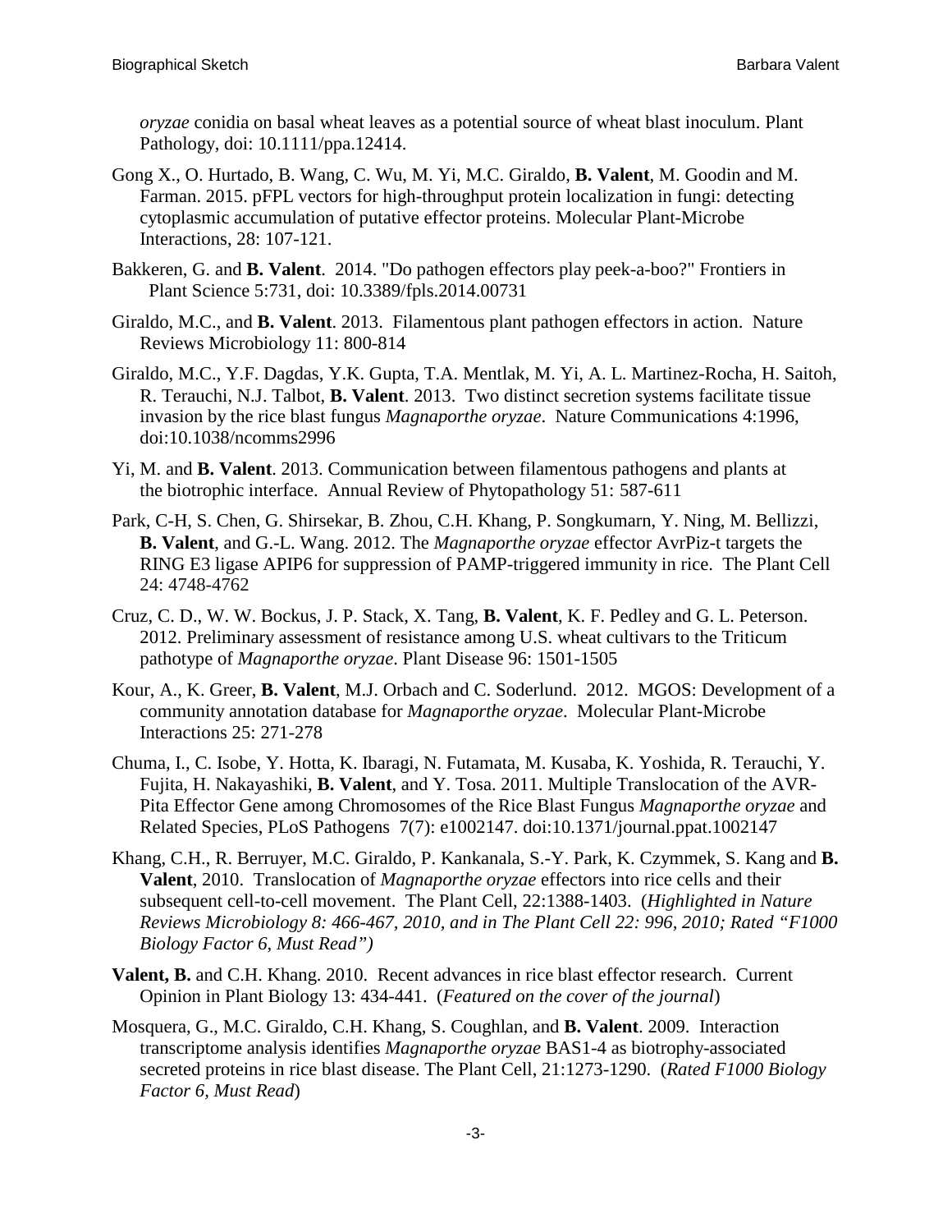*oryzae* conidia on basal wheat leaves as a potential source of wheat blast inoculum. Plant Pathology, doi: 10.1111/ppa.12414.

Gong X., O. Hurtado, B. Wang, C. Wu, M. Yi, M.C. Giraldo, **B. Valent**, M. Goodin and M. Farman. 2015. pFPL vectors for high-throughput protein localization in fungi: detecting cytoplasmic accumulation of putative effector proteins. Molecular Plant-Microbe Interactions, 28: 107-121.

Bakkeren, G. and **B. Valent**. 2014. "Do pathogen effectors play peek-a-boo?" Frontiers in Plant Science 5:731, doi: 10.3389/fpls.2014.00731

Giraldo, M.C., and **B. Valent**. 2013. Filamentous plant pathogen effectors in action. Nature Reviews Microbiology 11: 800-814

Giraldo, M.C., Y.F. Dagdas, Y.K. Gupta, T.A. Mentlak, M. Yi, A. L. Martinez-Rocha, H. Saitoh, R. Terauchi, N.J. Talbot, **B. Valent**. 2013. Two distinct secretion systems facilitate tissue invasion by the rice blast fungus *Magnaporthe oryzae*. Nature Communications 4:1996, doi:10.1038/ncomms2996

Yi, M. and **B. Valent**. 2013. Communication between filamentous pathogens and plants at the biotrophic interface. Annual Review of Phytopathology 51: 587-611

Park, C-H, S. Chen, G. Shirsekar, B. Zhou, C.H. Khang, P. Songkumarn, Y. Ning, M. Bellizzi, **B. Valent**, and G.-L. Wang. 2012. The *Magnaporthe oryzae* effector AvrPiz-t targets the RING E3 ligase APIP6 for suppression of PAMP-triggered immunity in rice. The Plant Cell 24: 4748-4762

Cruz, C. D., W. W. Bockus, J. P. Stack, X. Tang, **B. Valent**, K. F. Pedley and G. L. Peterson. 2012. Preliminary assessment of resistance among U.S. wheat cultivars to the Triticum pathotype of *Magnaporthe oryzae*. Plant Disease 96: 1501-1505

Kour, A., K. Greer, **B. Valent**, M.J. Orbach and C. Soderlund. 2012. MGOS: Development of a community annotation database for *Magnaporthe oryzae*. Molecular Plant-Microbe Interactions 25: 271-278

Chuma, I., C. Isobe, Y. Hotta, K. Ibaragi, N. Futamata, M. Kusaba, K. Yoshida, R. Terauchi, Y. Fujita, H. Nakayashiki, **B. Valent**, and Y. Tosa. 2011. Multiple Translocation of the AVR-Pita Effector Gene among Chromosomes of the Rice Blast Fungus *Magnaporthe oryzae* and Related Species, PLoS Pathogens 7(7): e1002147. doi:10.1371/journal.ppat.1002147

Khang, C.H., R. Berruyer, M.C. Giraldo, P. Kankanala, S.-Y. Park, K. Czymmek, S. Kang and **B. Valent**, 2010. Translocation of *Magnaporthe oryzae* effectors into rice cells and their subsequent cell-to-cell movement. The Plant Cell, 22:1388-1403. (*Highlighted in Nature Reviews Microbiology 8: 466-467, 2010, and in The Plant Cell 22: 996, 2010; Rated "F1000 Biology Factor 6, Must Read")*

**Valent, B.** and C.H. Khang. 2010. Recent advances in rice blast effector research. Current Opinion in Plant Biology 13: 434-441. (*Featured on the cover of the journal*)

Mosquera, G., M.C. Giraldo, C.H. Khang, S. Coughlan, and **B. Valent**. 2009. Interaction transcriptome analysis identifies *Magnaporthe oryzae* BAS1-4 as biotrophy-associated secreted proteins in rice blast disease. The Plant Cell, 21:1273-1290. (*Rated F1000 Biology Factor 6, Must Read*)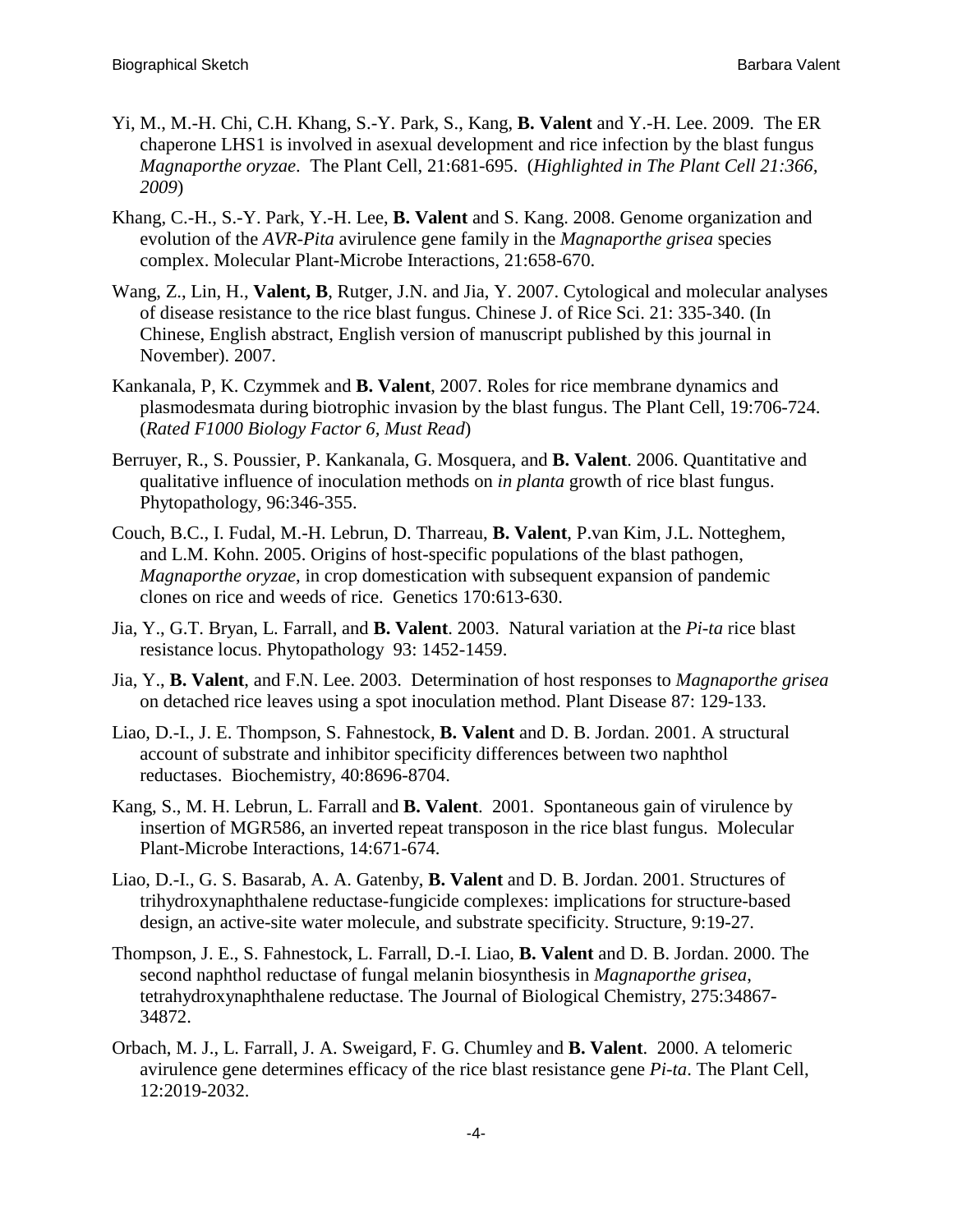Yi, M., M.-H. Chi, C.H. Khang, S.-Y. Park, S., Kang, **B. Valent** and Y.-H. Lee. 2009. The ER chaperone LHS1 is involved in asexual development and rice infection by the blast fungus *Magnaporthe oryzae*. The Plant Cell, 21:681-695. (*Highlighted in The Plant Cell 21:366, 2009*)

Khang, C.-H., S.-Y. Park, Y.-H. Lee, **B. Valent** and S. Kang. 2008. Genome organization and evolution of the *AVR-Pita* avirulence gene family in the *Magnaporthe grisea* species complex. Molecular Plant-Microbe Interactions, 21:658-670.

Wang, Z., Lin, H., **Valent, B**, Rutger, J.N. and Jia, Y. 2007. Cytological and molecular analyses of disease resistance to the rice blast fungus. Chinese J. of Rice Sci. 21: 335-340. (In Chinese, English abstract, English version of manuscript published by this journal in November). 2007.

Kankanala, P, K. Czymmek and **B. Valent**, 2007. Roles for rice membrane dynamics and plasmodesmata during biotrophic invasion by the blast fungus. The Plant Cell, 19:706-724. (*Rated F1000 Biology Factor 6, Must Read*)

Berruyer, R., S. Poussier, P. Kankanala, G. Mosquera, and **B. Valent**. 2006. Quantitative and qualitative influence of inoculation methods on *in planta* growth of rice blast fungus. Phytopathology, 96:346-355.

Couch, B.C., I. Fudal, M.-H. Lebrun, D. Tharreau, **B. Valent**, P.van Kim, J.L. Notteghem, and L.M. Kohn. 2005. Origins of host-specific populations of the blast pathogen, *Magnaporthe oryzae*, in crop domestication with subsequent expansion of pandemic clones on rice and weeds of rice. Genetics 170:613-630.

Jia, Y., G.T. Bryan, L. Farrall, and **B. Valent**. 2003. Natural variation at the *Pi-ta* rice blast resistance locus. Phytopathology 93: 1452-1459.

Jia, Y., **B. Valent**, and F.N. Lee. 2003. Determination of host responses to *Magnaporthe grisea* on detached rice leaves using a spot inoculation method. Plant Disease 87: 129-133.

Liao, D.-I., J. E. Thompson, S. Fahnestock, **B. Valent** and D. B. Jordan. 2001. A structural account of substrate and inhibitor specificity differences between two naphthol reductases. Biochemistry, 40:8696-8704.

Kang, S., M. H. Lebrun, L. Farrall and **B. Valent**. 2001. Spontaneous gain of virulence by insertion of MGR586, an inverted repeat transposon in the rice blast fungus. Molecular Plant-Microbe Interactions, 14:671-674.

Liao, D.-I., G. S. Basarab, A. A. Gatenby, **B. Valent** and D. B. Jordan. 2001. Structures of trihydroxynaphthalene reductase-fungicide complexes: implications for structure-based design, an active-site water molecule, and substrate specificity. Structure, 9:19-27.

Thompson, J. E., S. Fahnestock, L. Farrall, D.-I. Liao, **B. Valent** and D. B. Jordan. 2000. The second naphthol reductase of fungal melanin biosynthesis in *Magnaporthe grisea*, tetrahydroxynaphthalene reductase. The Journal of Biological Chemistry, 275:34867-34872.

Orbach, M. J., L. Farrall, J. A. Sweigard, F. G. Chumley and **B. Valent**. 2000. A telomeric avirulence gene determines efficacy of the rice blast resistance gene *Pi-ta*. The Plant Cell, 12:2019-2032.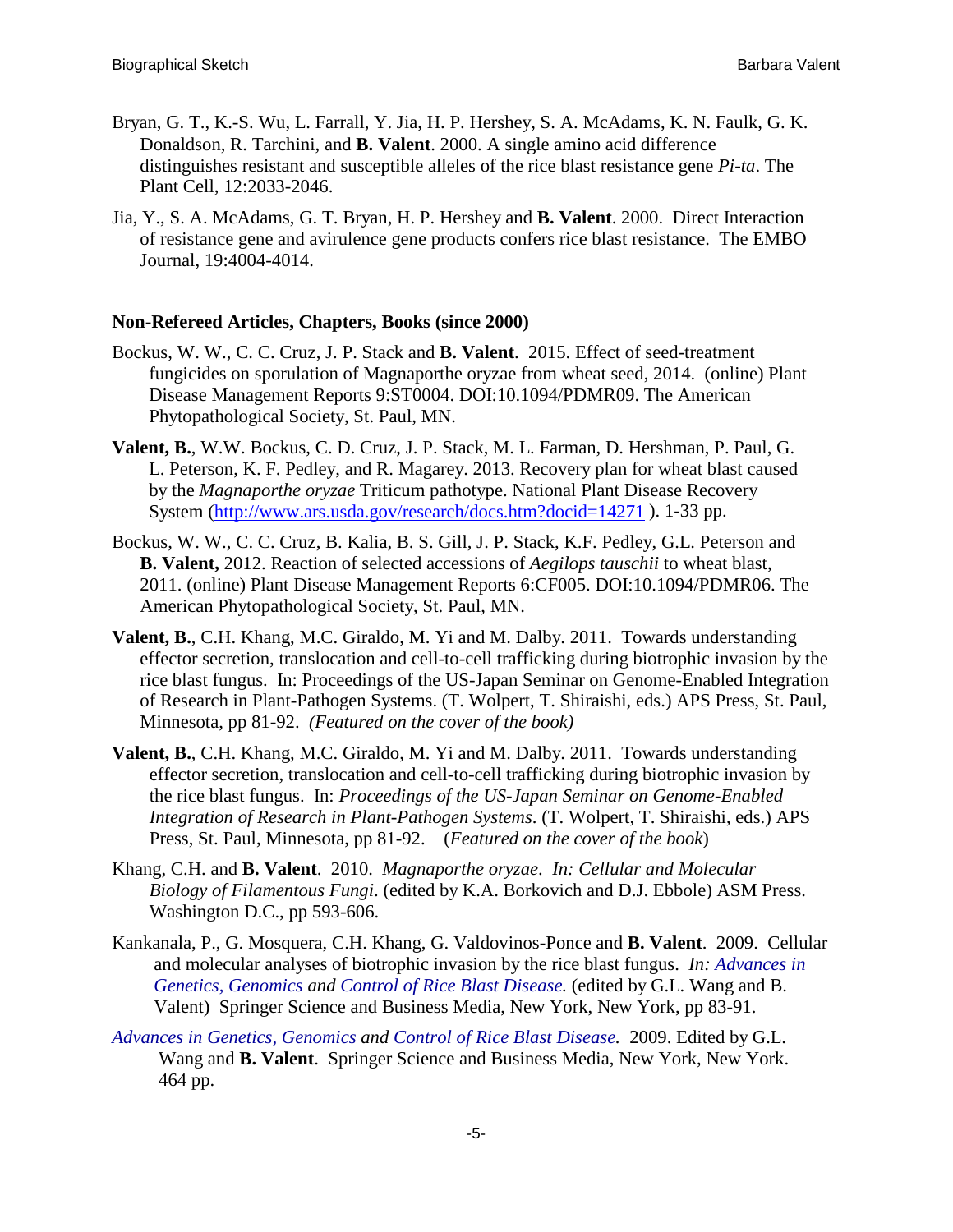Bryan, G. T., K.-S. Wu, L. Farrall, Y. Jia, H. P. Hershey, S. A. McAdams, K. N. Faulk, G. K. Donaldson, R. Tarchini, and **B. Valent**. 2000. A single amino acid difference distinguishes resistant and susceptible alleles of the rice blast resistance gene *Pi-ta*. The Plant Cell, 12:2033-2046.

Jia, Y., S. A. McAdams, G. T. Bryan, H. P. Hershey and **B. Valent**. 2000. Direct Interaction of resistance gene and avirulence gene products confers rice blast resistance. The EMBO Journal, 19:4004-4014.

**Non-Refereed Articles, Chapters, Books (since 2000)**

Bockus, W. W., C. C. Cruz, J. P. Stack and **B. Valent**. 2015. Effect of seed-treatment fungicides on sporulation of Magnaporthe oryzae from wheat seed, 2014. (online) Plant Disease Management Reports 9:ST0004. DOI:10.1094/PDMR09. The American Phytopathological Society, St. Paul, MN.

**Valent, B.**, W.W. Bockus, C. D. Cruz, J. P. Stack, M. L. Farman, D. Hershman, P. Paul, G. L. Peterson, K. F. Pedley, and R. Magarey. 2013. Recovery plan for wheat blast caused by the *Magnaporthe oryzae* Triticum pathotype. National Plant Disease Recovery System (http://www.ars.usda.gov/research/docs.htm?docid=14271 ). 1-33 pp.

Bockus, W. W., C. C. Cruz, B. Kalia, B. S. Gill, J. P. Stack, K.F. Pedley, G.L. Peterson and **B. Valent,** 2012. Reaction of selected accessions of *Aegilops tauschii* to wheat blast, 2011. (online) Plant Disease Management Reports 6:CF005. DOI:10.1094/PDMR06. The American Phytopathological Society, St. Paul, MN.

**Valent, B.**, C.H. Khang, M.C. Giraldo, M. Yi and M. Dalby. 2011. Towards understanding effector secretion, translocation and cell-to-cell trafficking during biotrophic invasion by the rice blast fungus. In: Proceedings of the US-Japan Seminar on Genome-Enabled Integration of Research in Plant-Pathogen Systems. (T. Wolpert, T. Shiraishi, eds.) APS Press, St. Paul, Minnesota, pp 81-92. *(Featured on the cover of the book)*

**Valent, B.**, C.H. Khang, M.C. Giraldo, M. Yi and M. Dalby. 2011. Towards understanding effector secretion, translocation and cell-to-cell trafficking during biotrophic invasion by the rice blast fungus. In: *Proceedings of the US-Japan Seminar on Genome-Enabled Integration of Research in Plant-Pathogen Systems.* (T. Wolpert, T. Shiraishi, eds.) APS Press, St. Paul, Minnesota, pp 81-92. (*Featured on the cover of the book*)

Khang, C.H. and **B. Valent**. 2010. *Magnaporthe oryzae*. *In: Cellular and Molecular Biology of Filamentous Fungi*. (edited by K.A. Borkovich and D.J. Ebbole) ASM Press. Washington D.C., pp 593-606.

Kankanala, P., G. Mosquera, C.H. Khang, G. Valdovinos-Ponce and **B. Valent**. 2009. Cellular and molecular analyses of biotrophic invasion by the rice blast fungus. *In: Advances in Genetics, Genomics and Control of Rice Blast Disease.* (edited by G.L. Wang and B. Valent) Springer Science and Business Media, New York, New York, pp 83-91.

*Advances in Genetics, Genomics and Control of Rice Blast Disease.* 2009. Edited by G.L. Wang and **B. Valent**. Springer Science and Business Media, New York, New York. 464 pp.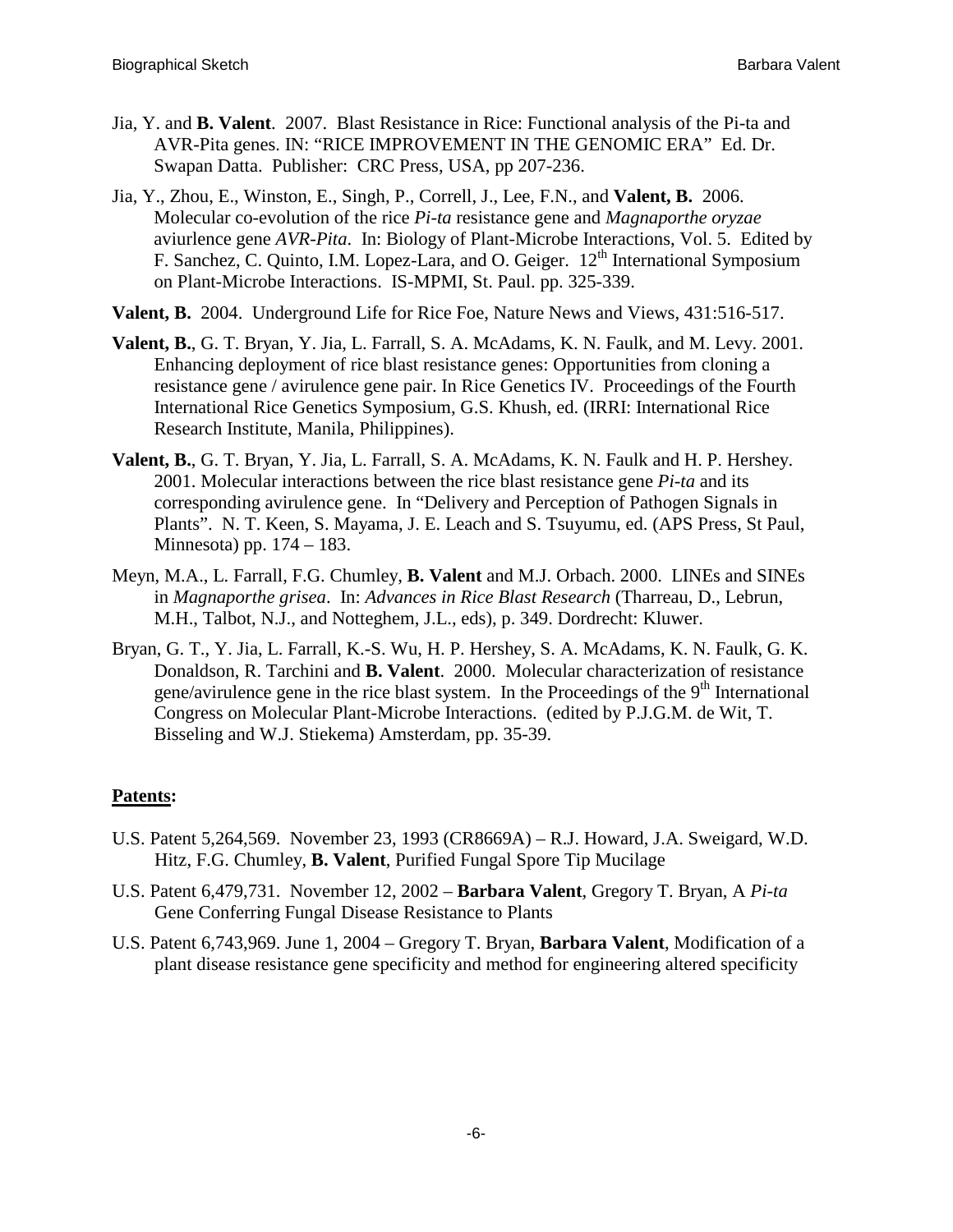Jia, Y. and **B. Valent**. 2007. Blast Resistance in Rice: Functional analysis of the Pi-ta and AVR-Pita genes. IN: "RICE IMPROVEMENT IN THE GENOMIC ERA" Ed. Dr. Swapan Datta. Publisher: CRC Press, USA, pp 207-236.

Jia, Y., Zhou, E., Winston, E., Singh, P., Correll, J., Lee, F.N., and **Valent, B.** 2006. Molecular co-evolution of the rice *Pi-ta* resistance gene and *Magnaporthe oryzae* aviurlence gene *AVR-Pita*. In: Biology of Plant-Microbe Interactions, Vol. 5. Edited by F. Sanchez, C. Quinto, I.M. Lopez-Lara, and O. Geiger. 12th International Symposium on Plant-Microbe Interactions. IS-MPMI, St. Paul. pp. 325-339.

**Valent, B.** 2004. Underground Life for Rice Foe, Nature News and Views, 431:516-517.

**Valent, B.**, G. T. Bryan, Y. Jia, L. Farrall, S. A. McAdams, K. N. Faulk, and M. Levy. 2001. Enhancing deployment of rice blast resistance genes: Opportunities from cloning a resistance gene / avirulence gene pair. In Rice Genetics IV. Proceedings of the Fourth International Rice Genetics Symposium, G.S. Khush, ed. (IRRI: International Rice Research Institute, Manila, Philippines).

**Valent, B.**, G. T. Bryan, Y. Jia, L. Farrall, S. A. McAdams, K. N. Faulk and H. P. Hershey. 2001. Molecular interactions between the rice blast resistance gene *Pi-ta* and its corresponding avirulence gene. In "Delivery and Perception of Pathogen Signals in Plants". N. T. Keen, S. Mayama, J. E. Leach and S. Tsuyumu, ed. (APS Press, St Paul, Minnesota) pp. 174 – 183.

Meyn, M.A., L. Farrall, F.G. Chumley, **B. Valent** and M.J. Orbach. 2000. LINEs and SINEs in *Magnaporthe grisea*. In: *Advances in Rice Blast Research* (Tharreau, D., Lebrun, M.H., Talbot, N.J., and Notteghem, J.L., eds), p. 349. Dordrecht: Kluwer.

Bryan, G. T., Y. Jia, L. Farrall, K.-S. Wu, H. P. Hershey, S. A. McAdams, K. N. Faulk, G. K. Donaldson, R. Tarchini and **B. Valent**. 2000. Molecular characterization of resistance gene/avirulence gene in the rice blast system. In the Proceedings of the 9th International Congress on Molecular Plant-Microbe Interactions. (edited by P.J.G.M. de Wit, T. Bisseling and W.J. Stiekema) Amsterdam, pp. 35-39.

## Patents:

U.S. Patent 5,264,569. November 23, 1993 (CR8669A) – R.J. Howard, J.A. Sweigard, W.D. Hitz, F.G. Chumley, **B. Valent**, Purified Fungal Spore Tip Mucilage

U.S. Patent 6,479,731. November 12, 2002 – **Barbara Valent**, Gregory T. Bryan, A *Pi-ta* Gene Conferring Fungal Disease Resistance to Plants

U.S. Patent 6,743,969. June 1, 2004 – Gregory T. Bryan, **Barbara Valent**, Modification of a plant disease resistance gene specificity and method for engineering altered specificity